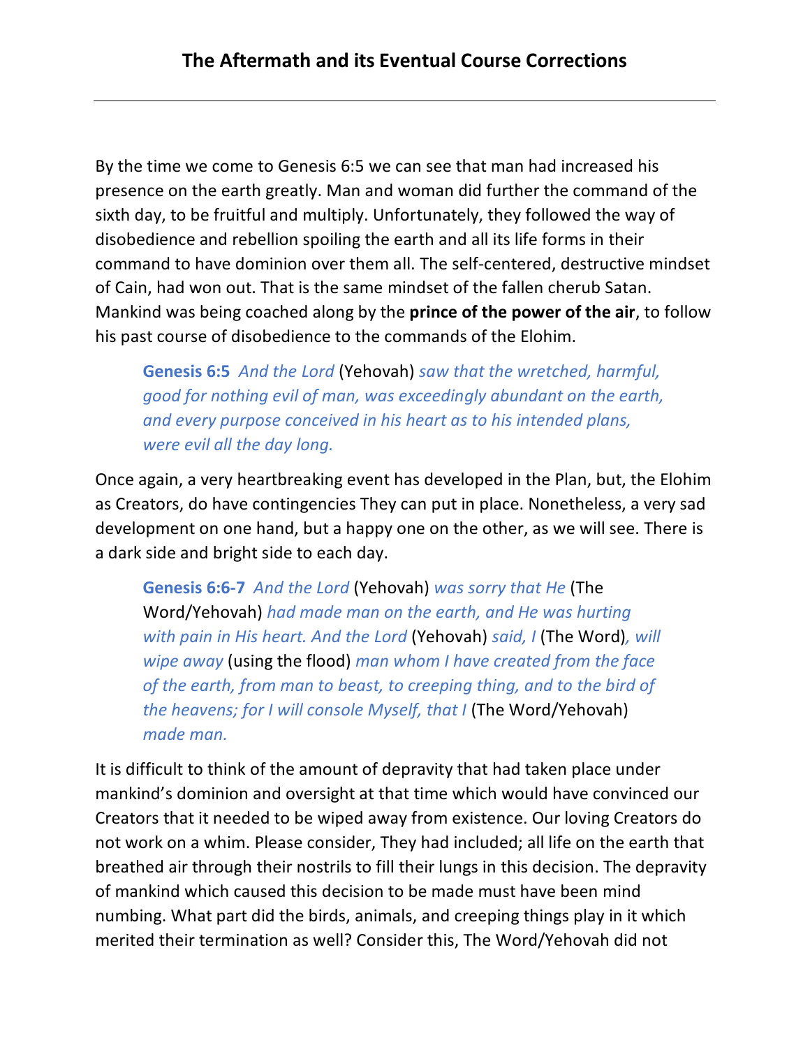# The Aftermath and its Eventual Course Corrections

---

By the time we come to Genesis 6:5 we can see that man had increased his presence on the earth greatly. Man and woman did further the command of the sixth day, to be fruitful and multiply. Unfortunately, they followed the way of disobedience and rebellion spoiling the earth and all its life forms in their command to have dominion over them all. The self-centered, destructive mindset of Cain, had won out. That is the same mindset of the fallen cherub Satan. Mankind was being coached along by the **prince of the power of the air**, to follow his past course of disobedience to the commands of the Elohim.

> **Genesis 6:5** *And the Lord* (Yehovah) *saw that the wretched, harmful, good for nothing evil of man, was exceedingly abundant on the earth, and every purpose conceived in his heart as to his intended plans, were evil all the day long.*

Once again, a very heartbreaking event has developed in the Plan, but, the Elohim as Creators, do have contingencies They can put in place. Nonetheless, a very sad development on one hand, but a happy one on the other, as we will see. There is a dark side and bright side to each day.

> **Genesis 6:6-7** *And the Lord* (Yehovah) *was sorry that He* (The Word/Yehovah) *had made man on the earth, and He was hurting with pain in His heart. And the Lord* (Yehovah) *said, I* (The Word)*, will wipe away* (using the flood) *man whom I have created from the face of the earth, from man to beast, to creeping thing, and to the bird of the heavens; for I will console Myself, that I* (The Word/Yehovah) *made man.*

It is difficult to think of the amount of depravity that had taken place under mankind's dominion and oversight at that time which would have convinced our Creators that it needed to be wiped away from existence. Our loving Creators do not work on a whim. Please consider, They had included; all life on the earth that breathed air through their nostrils to fill their lungs in this decision. The depravity of mankind which caused this decision to be made must have been mind numbing. What part did the birds, animals, and creeping things play in it which merited their termination as well? Consider this, The Word/Yehovah did not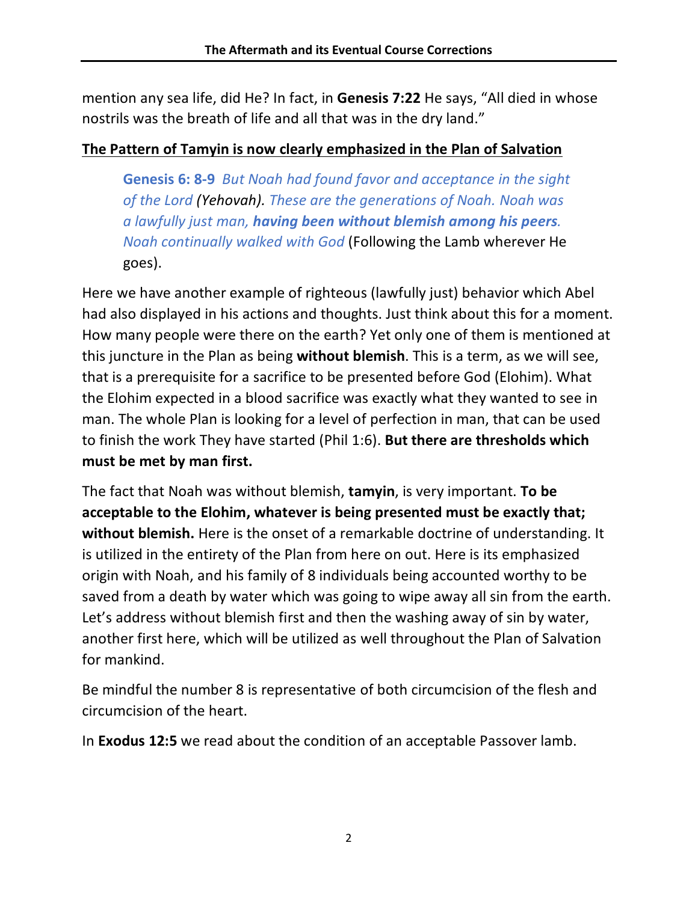mention any sea life, did He? In fact, in **Genesis 7:22** He says, "All died in whose nostrils was the breath of life and all that was in the dry land."

**The Pattern of Tamyin is now clearly emphasized in the Plan of Salvation**

> **Genesis 6: 8-9** *But Noah had found favor and acceptance in the sight of the Lord (Yehovah). These are the generations of Noah. Noah was a lawfully just man, **having been without blemish among his peers**. Noah continually walked with God* (Following the Lamb wherever He goes).

Here we have another example of righteous (lawfully just) behavior which Abel had also displayed in his actions and thoughts. Just think about this for a moment. How many people were there on the earth? Yet only one of them is mentioned at this juncture in the Plan as being **without blemish**. This is a term, as we will see, that is a prerequisite for a sacrifice to be presented before God (Elohim). What the Elohim expected in a blood sacrifice was exactly what they wanted to see in man. The whole Plan is looking for a level of perfection in man, that can be used to finish the work They have started (Phil 1:6). **But there are thresholds which must be met by man first.**

The fact that Noah was without blemish, **tamyin**, is very important. **To be acceptable to the Elohim, whatever is being presented must be exactly that; without blemish.** Here is the onset of a remarkable doctrine of understanding. It is utilized in the entirety of the Plan from here on out. Here is its emphasized origin with Noah, and his family of 8 individuals being accounted worthy to be saved from a death by water which was going to wipe away all sin from the earth. Let's address without blemish first and then the washing away of sin by water, another first here, which will be utilized as well throughout the Plan of Salvation for mankind.

Be mindful the number 8 is representative of both circumcision of the flesh and circumcision of the heart.

In **Exodus 12:5** we read about the condition of an acceptable Passover lamb.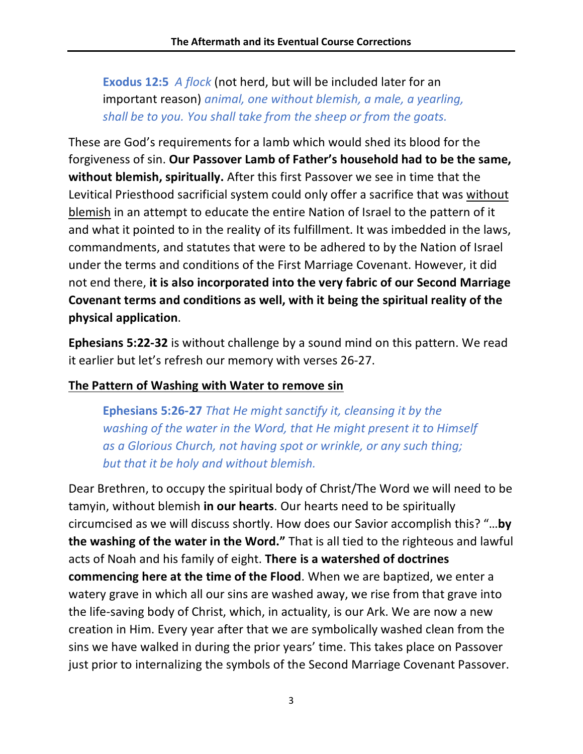> **Exodus 12:5** *A flock* (not herd, but will be included later for an important reason) *animal, one without blemish, a male, a yearling, shall be to you. You shall take from the sheep or from the goats.*

These are God's requirements for a lamb which would shed its blood for the forgiveness of sin. **Our Passover Lamb of Father's household had to be the same, without blemish, spiritually.** After this first Passover we see in time that the Levitical Priesthood sacrificial system could only offer a sacrifice that was without blemish in an attempt to educate the entire Nation of Israel to the pattern of it and what it pointed to in the reality of its fulfillment. It was imbedded in the laws, commandments, and statutes that were to be adhered to by the Nation of Israel under the terms and conditions of the First Marriage Covenant. However, it did not end there, **it is also incorporated into the very fabric of our Second Marriage Covenant terms and conditions as well, with it being the spiritual reality of the physical application**.

**Ephesians 5:22-32** is without challenge by a sound mind on this pattern. We read it earlier but let's refresh our memory with verses 26-27.

**The Pattern of Washing with Water to remove sin**

> **Ephesians 5:26-27** *That He might sanctify it, cleansing it by the washing of the water in the Word, that He might present it to Himself as a Glorious Church, not having spot or wrinkle, or any such thing; but that it be holy and without blemish.*

Dear Brethren, to occupy the spiritual body of Christ/The Word we will need to be tamyin, without blemish **in our hearts**. Our hearts need to be spiritually circumcised as we will discuss shortly. How does our Savior accomplish this? "…**by the washing of the water in the Word."** That is all tied to the righteous and lawful acts of Noah and his family of eight. **There is a watershed of doctrines commencing here at the time of the Flood**. When we are baptized, we enter a watery grave in which all our sins are washed away, we rise from that grave into the life-saving body of Christ, which, in actuality, is our Ark. We are now a new creation in Him. Every year after that we are symbolically washed clean from the sins we have walked in during the prior years' time. This takes place on Passover just prior to internalizing the symbols of the Second Marriage Covenant Passover.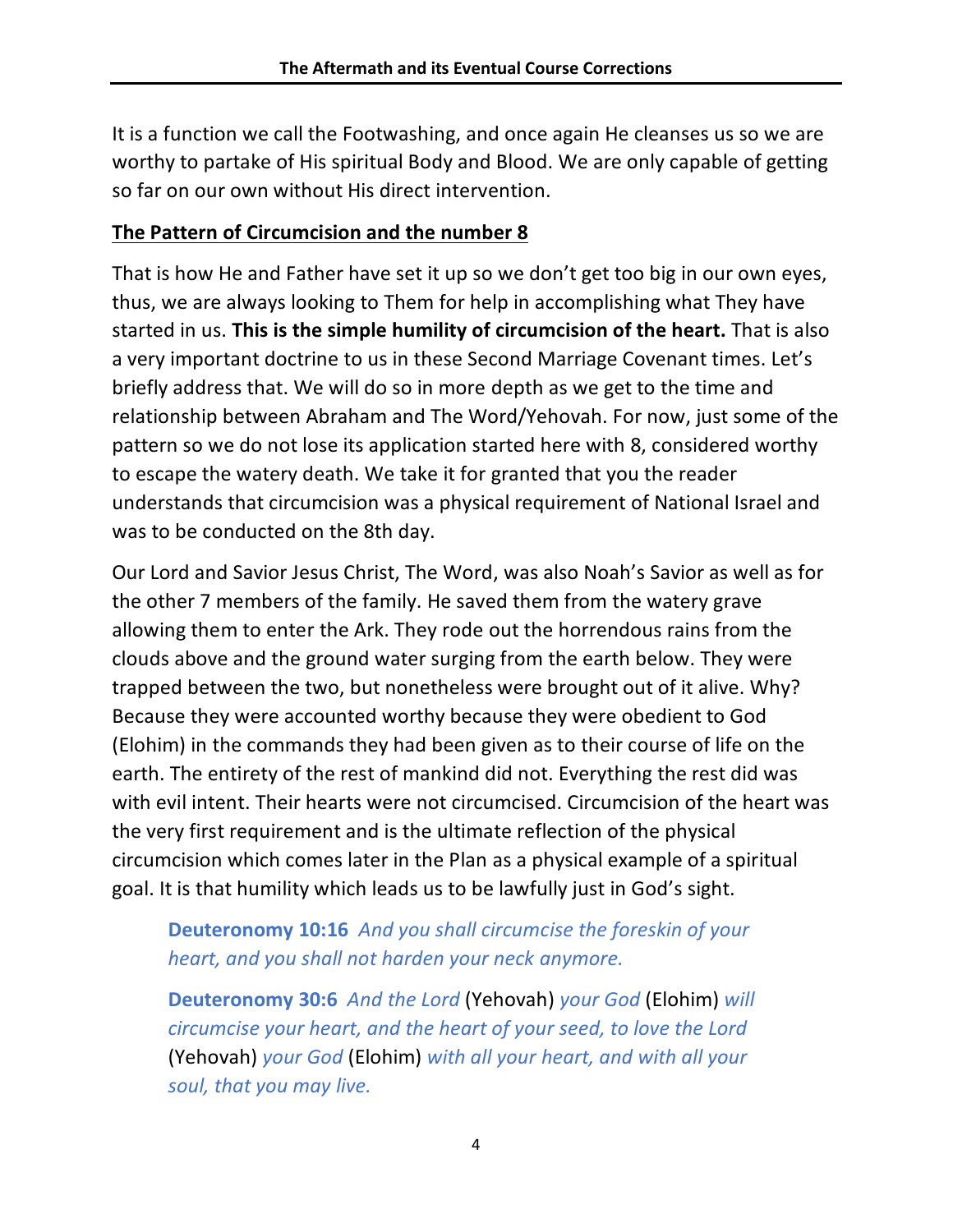It is a function we call the Footwashing, and once again He cleanses us so we are worthy to partake of His spiritual Body and Blood. We are only capable of getting so far on our own without His direct intervention.

## <u>The Pattern of Circumcision and the number 8</u>

That is how He and Father have set it up so we don't get too big in our own eyes, thus, we are always looking to Them for help in accomplishing what They have started in us. **This is the simple humility of circumcision of the heart.** That is also a very important doctrine to us in these Second Marriage Covenant times. Let's briefly address that. We will do so in more depth as we get to the time and relationship between Abraham and The Word/Yehovah. For now, just some of the pattern so we do not lose its application started here with 8, considered worthy to escape the watery death. We take it for granted that you the reader understands that circumcision was a physical requirement of National Israel and was to be conducted on the 8th day.

Our Lord and Savior Jesus Christ, The Word, was also Noah's Savior as well as for the other 7 members of the family. He saved them from the watery grave allowing them to enter the Ark. They rode out the horrendous rains from the clouds above and the ground water surging from the earth below. They were trapped between the two, but nonetheless were brought out of it alive. Why? Because they were accounted worthy because they were obedient to God (Elohim) in the commands they had been given as to their course of life on the earth. The entirety of the rest of mankind did not. Everything the rest did was with evil intent. Their hearts were not circumcised. Circumcision of the heart was the very first requirement and is the ultimate reflection of the physical circumcision which comes later in the Plan as a physical example of a spiritual goal. It is that humility which leads us to be lawfully just in God's sight.

> **Deuteronomy 10:16** *And you shall circumcise the foreskin of your heart, and you shall not harden your neck anymore.*
>
> **Deuteronomy 30:6** *And the Lord* (Yehovah) *your God* (Elohim) *will circumcise your heart, and the heart of your seed, to love the Lord* (Yehovah) *your God* (Elohim) *with all your heart, and with all your soul, that you may live.*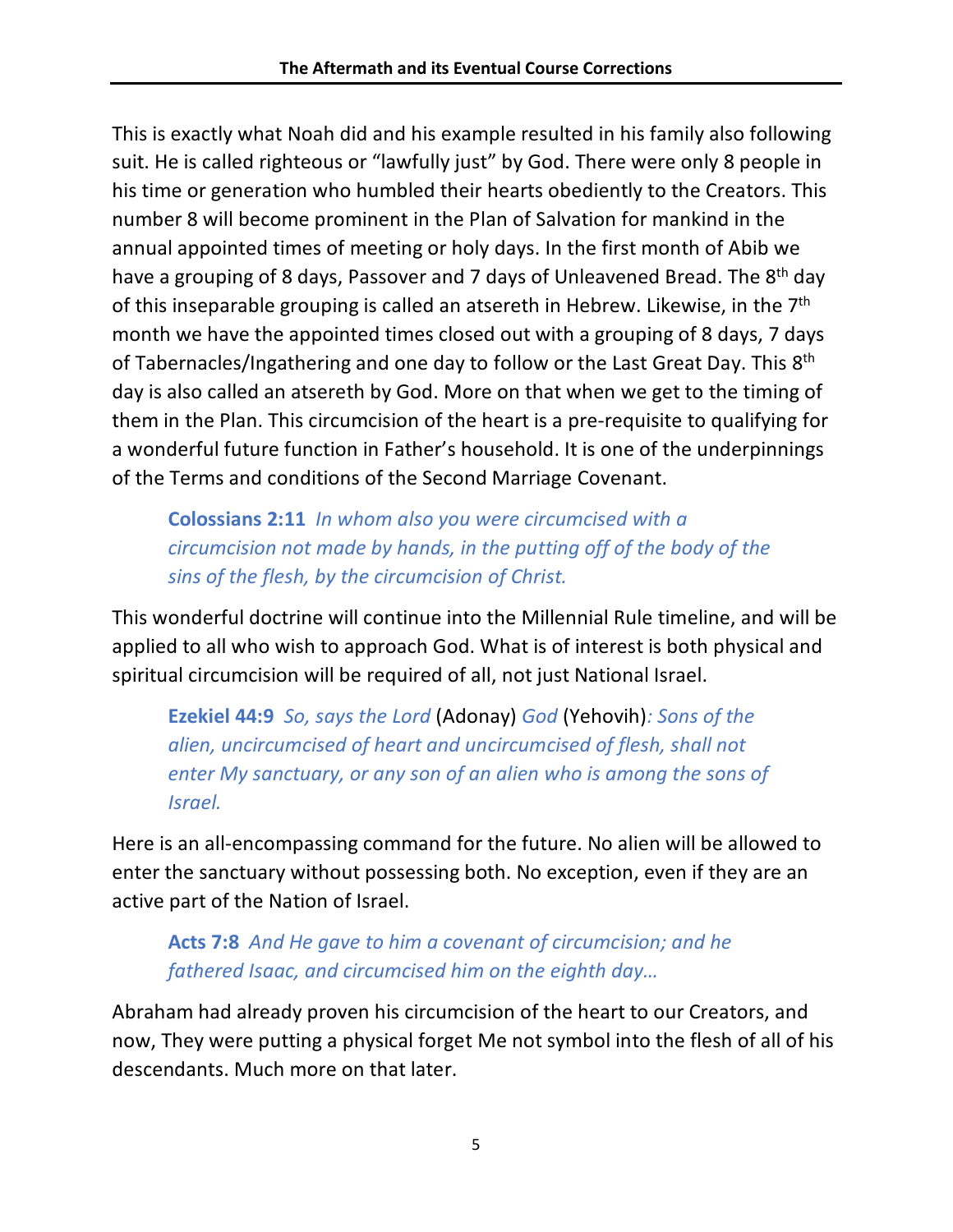This is exactly what Noah did and his example resulted in his family also following suit. He is called righteous or "lawfully just" by God. There were only 8 people in his time or generation who humbled their hearts obediently to the Creators. This number 8 will become prominent in the Plan of Salvation for mankind in the annual appointed times of meeting or holy days. In the first month of Abib we have a grouping of 8 days, Passover and 7 days of Unleavened Bread. The 8th day of this inseparable grouping is called an atsereth in Hebrew. Likewise, in the 7th month we have the appointed times closed out with a grouping of 8 days, 7 days of Tabernacles/Ingathering and one day to follow or the Last Great Day. This 8th day is also called an atsereth by God. More on that when we get to the timing of them in the Plan. This circumcision of the heart is a pre-requisite to qualifying for a wonderful future function in Father's household. It is one of the underpinnings of the Terms and conditions of the Second Marriage Covenant.

> **Colossians 2:11** *In whom also you were circumcised with a circumcision not made by hands, in the putting off of the body of the sins of the flesh, by the circumcision of Christ.*

This wonderful doctrine will continue into the Millennial Rule timeline, and will be applied to all who wish to approach God. What is of interest is both physical and spiritual circumcision will be required of all, not just National Israel.

> **Ezekiel 44:9** *So, says the Lord* (Adonay) *God* (Yehovih)*: Sons of the alien, uncircumcised of heart and uncircumcised of flesh, shall not enter My sanctuary, or any son of an alien who is among the sons of Israel.*

Here is an all-encompassing command for the future. No alien will be allowed to enter the sanctuary without possessing both. No exception, even if they are an active part of the Nation of Israel.

> **Acts 7:8** *And He gave to him a covenant of circumcision; and he fathered Isaac, and circumcised him on the eighth day…*

Abraham had already proven his circumcision of the heart to our Creators, and now, They were putting a physical forget Me not symbol into the flesh of all of his descendants. Much more on that later.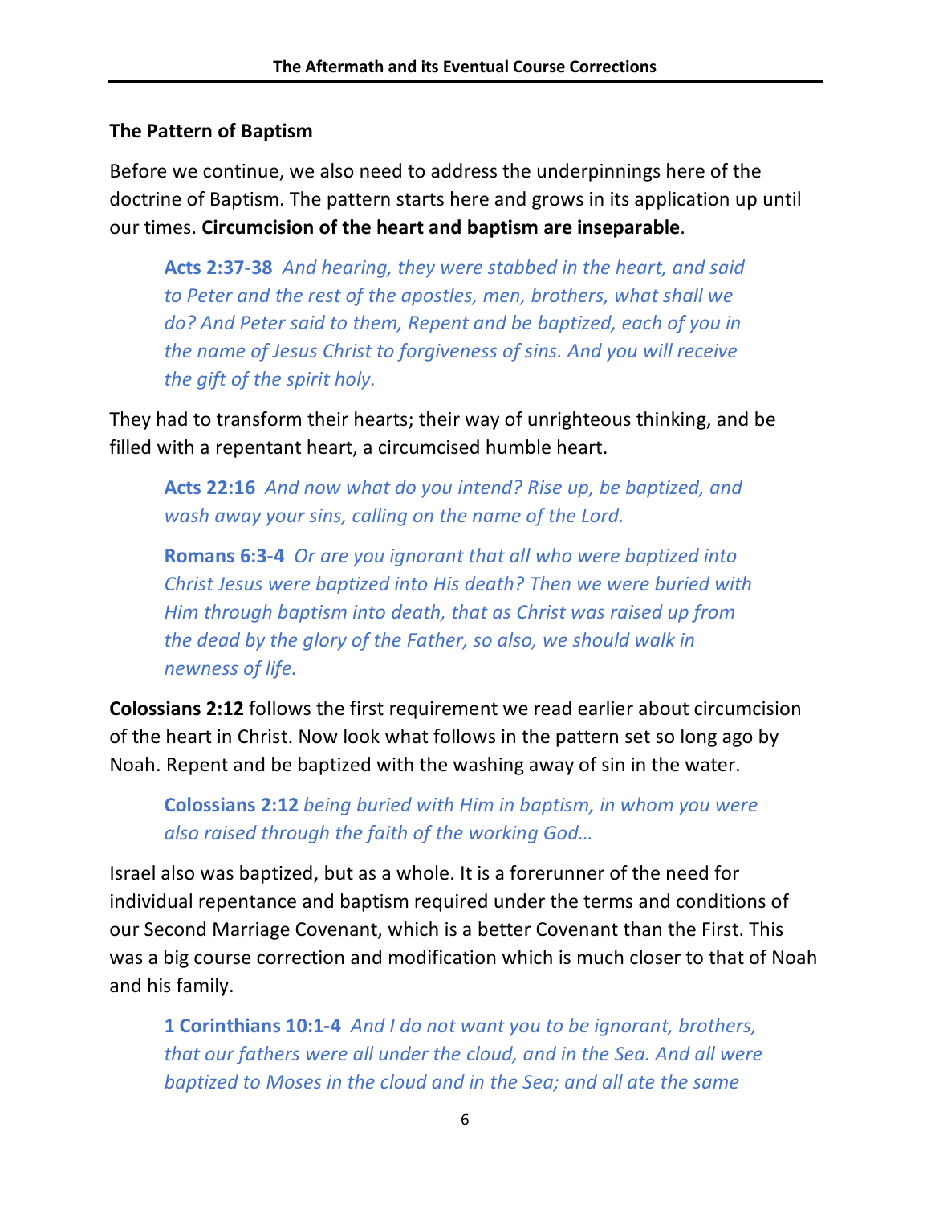## The Pattern of Baptism

Before we continue, we also need to address the underpinnings here of the doctrine of Baptism. The pattern starts here and grows in its application up until our times. **Circumcision of the heart and baptism are inseparable**.

> **Acts 2:37-38** *And hearing, they were stabbed in the heart, and said to Peter and the rest of the apostles, men, brothers, what shall we do? And Peter said to them, Repent and be baptized, each of you in the name of Jesus Christ to forgiveness of sins. And you will receive the gift of the spirit holy.*

They had to transform their hearts; their way of unrighteous thinking, and be filled with a repentant heart, a circumcised humble heart.

> **Acts 22:16** *And now what do you intend? Rise up, be baptized, and wash away your sins, calling on the name of the Lord.*

> **Romans 6:3-4** *Or are you ignorant that all who were baptized into Christ Jesus were baptized into His death? Then we were buried with Him through baptism into death, that as Christ was raised up from the dead by the glory of the Father, so also, we should walk in newness of life.*

**Colossians 2:12** follows the first requirement we read earlier about circumcision of the heart in Christ. Now look what follows in the pattern set so long ago by Noah. Repent and be baptized with the washing away of sin in the water.

> **Colossians 2:12** *being buried with Him in baptism, in whom you were also raised through the faith of the working God…*

Israel also was baptized, but as a whole. It is a forerunner of the need for individual repentance and baptism required under the terms and conditions of our Second Marriage Covenant, which is a better Covenant than the First. This was a big course correction and modification which is much closer to that of Noah and his family.

> **1 Corinthians 10:1-4** *And I do not want you to be ignorant, brothers, that our fathers were all under the cloud, and in the Sea. And all were baptized to Moses in the cloud and in the Sea; and all ate the same*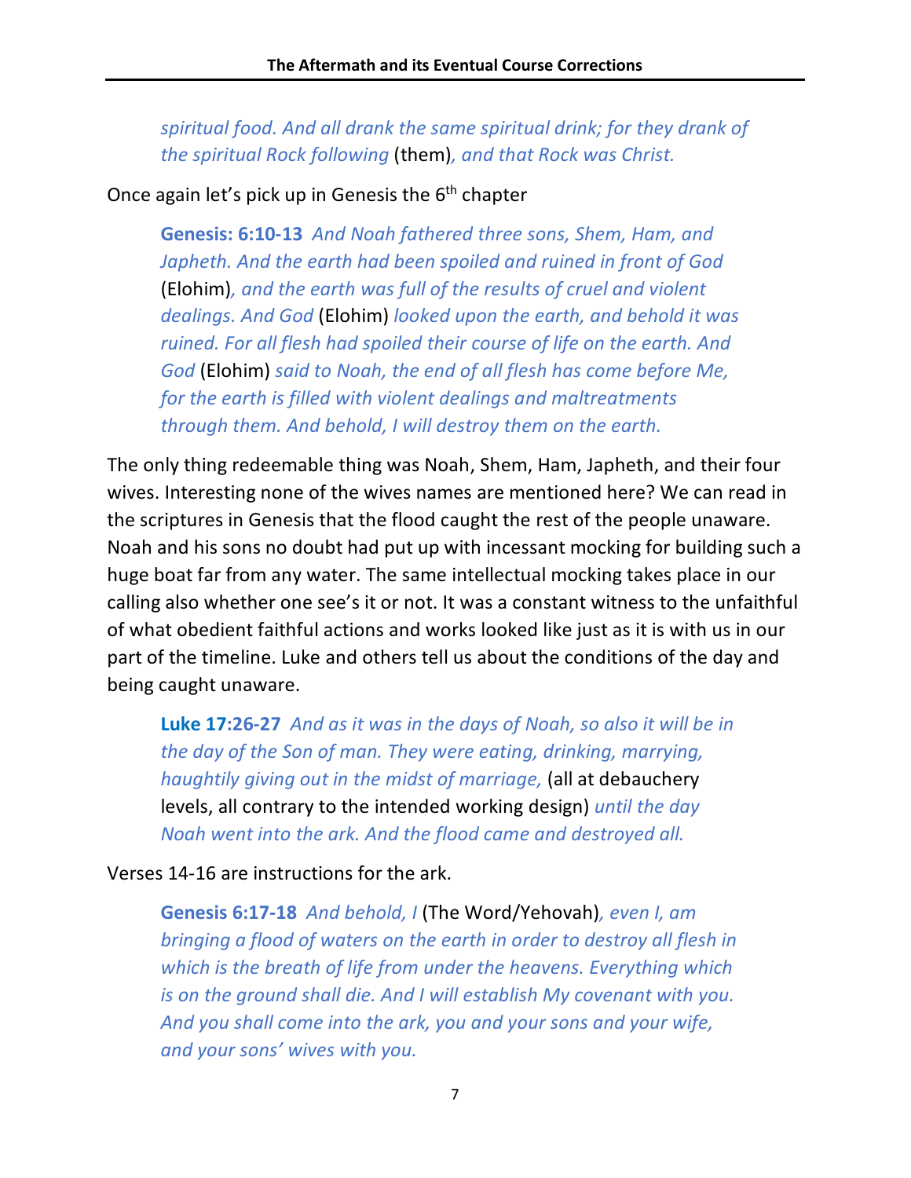> *spiritual food. And all drank the same spiritual drink; for they drank of the spiritual Rock following* (them)*, and that Rock was Christ.*

Once again let's pick up in Genesis the 6th chapter

> **Genesis: 6:10-13** *And Noah fathered three sons, Shem, Ham, and Japheth. And the earth had been spoiled and ruined in front of God* (Elohim)*, and the earth was full of the results of cruel and violent dealings. And God* (Elohim) *looked upon the earth, and behold it was ruined. For all flesh had spoiled their course of life on the earth. And God* (Elohim) *said to Noah, the end of all flesh has come before Me, for the earth is filled with violent dealings and maltreatments through them. And behold, I will destroy them on the earth.*

The only thing redeemable thing was Noah, Shem, Ham, Japheth, and their four wives. Interesting none of the wives names are mentioned here? We can read in the scriptures in Genesis that the flood caught the rest of the people unaware. Noah and his sons no doubt had put up with incessant mocking for building such a huge boat far from any water. The same intellectual mocking takes place in our calling also whether one see's it or not. It was a constant witness to the unfaithful of what obedient faithful actions and works looked like just as it is with us in our part of the timeline. Luke and others tell us about the conditions of the day and being caught unaware.

> **Luke 17:26-27** *And as it was in the days of Noah, so also it will be in the day of the Son of man. They were eating, drinking, marrying, haughtily giving out in the midst of marriage,* (all at debauchery levels, all contrary to the intended working design) *until the day Noah went into the ark. And the flood came and destroyed all.*

Verses 14-16 are instructions for the ark.

> **Genesis 6:17-18** *And behold, I* (The Word/Yehovah)*, even I, am bringing a flood of waters on the earth in order to destroy all flesh in which is the breath of life from under the heavens. Everything which is on the ground shall die. And I will establish My covenant with you. And you shall come into the ark, you and your sons and your wife, and your sons' wives with you.*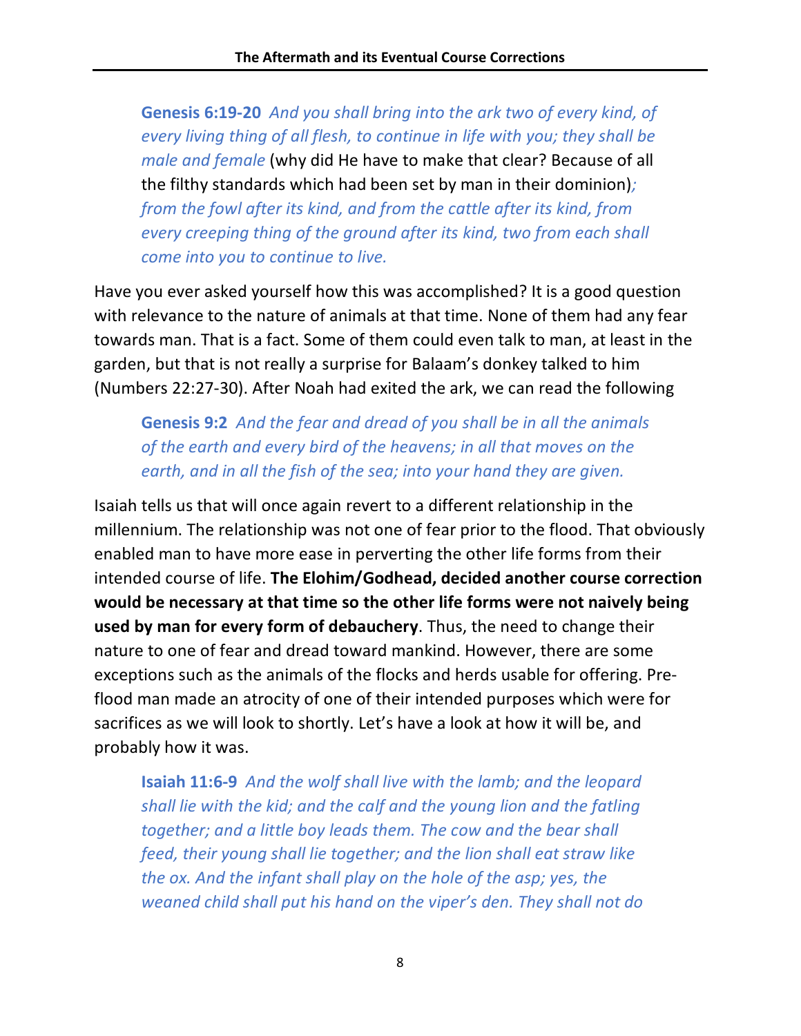> **Genesis 6:19-20** *And you shall bring into the ark two of every kind, of every living thing of all flesh, to continue in life with you; they shall be male and female* (why did He have to make that clear? Because of all the filthy standards which had been set by man in their dominion)*; from the fowl after its kind, and from the cattle after its kind, from every creeping thing of the ground after its kind, two from each shall come into you to continue to live.*

Have you ever asked yourself how this was accomplished? It is a good question with relevance to the nature of animals at that time. None of them had any fear towards man. That is a fact. Some of them could even talk to man, at least in the garden, but that is not really a surprise for Balaam's donkey talked to him (Numbers 22:27-30). After Noah had exited the ark, we can read the following

> **Genesis 9:2** *And the fear and dread of you shall be in all the animals of the earth and every bird of the heavens; in all that moves on the earth, and in all the fish of the sea; into your hand they are given.*

Isaiah tells us that will once again revert to a different relationship in the millennium. The relationship was not one of fear prior to the flood. That obviously enabled man to have more ease in perverting the other life forms from their intended course of life. **The Elohim/Godhead, decided another course correction would be necessary at that time so the other life forms were not naively being used by man for every form of debauchery**. Thus, the need to change their nature to one of fear and dread toward mankind. However, there are some exceptions such as the animals of the flocks and herds usable for offering. Pre-flood man made an atrocity of one of their intended purposes which were for sacrifices as we will look to shortly. Let's have a look at how it will be, and probably how it was.

> **Isaiah 11:6-9** *And the wolf shall live with the lamb; and the leopard shall lie with the kid; and the calf and the young lion and the fatling together; and a little boy leads them. The cow and the bear shall feed, their young shall lie together; and the lion shall eat straw like the ox. And the infant shall play on the hole of the asp; yes, the weaned child shall put his hand on the viper's den. They shall not do*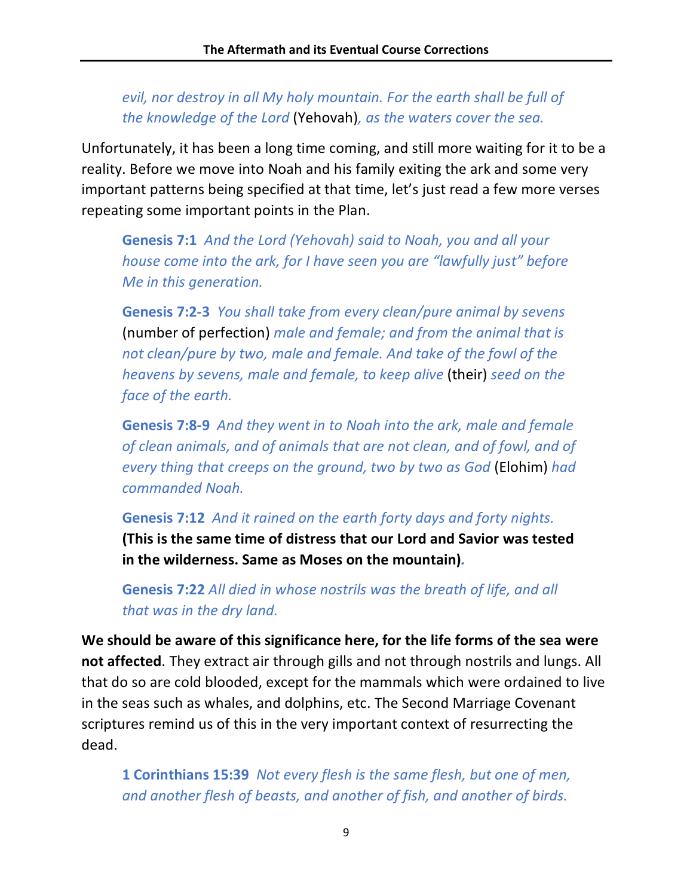*evil, nor destroy in all My holy mountain. For the earth shall be full of the knowledge of the Lord* (Yehovah)*, as the waters cover the sea.*

Unfortunately, it has been a long time coming, and still more waiting for it to be a reality. Before we move into Noah and his family exiting the ark and some very important patterns being specified at that time, let's just read a few more verses repeating some important points in the Plan.

> **Genesis 7:1** *And the Lord (Yehovah) said to Noah, you and all your house come into the ark, for I have seen you are "lawfully just" before Me in this generation.*
>
> **Genesis 7:2-3** *You shall take from every clean/pure animal by sevens* (number of perfection) *male and female; and from the animal that is not clean/pure by two, male and female. And take of the fowl of the heavens by sevens, male and female, to keep alive* (their) *seed on the face of the earth.*
>
> **Genesis 7:8-9** *And they went in to Noah into the ark, male and female of clean animals, and of animals that are not clean, and of fowl, and of every thing that creeps on the ground, two by two as God* (Elohim) *had commanded Noah.*
>
> **Genesis 7:12** *And it rained on the earth forty days and forty nights.* **(This is the same time of distress that our Lord and Savior was tested in the wilderness. Same as Moses on the mountain)***.*
>
> **Genesis 7:22** *All died in whose nostrils was the breath of life, and all that was in the dry land.*

**We should be aware of this significance here, for the life forms of the sea were not affected**. They extract air through gills and not through nostrils and lungs. All that do so are cold blooded, except for the mammals which were ordained to live in the seas such as whales, and dolphins, etc. The Second Marriage Covenant scriptures remind us of this in the very important context of resurrecting the dead.

> **1 Corinthians 15:39** *Not every flesh is the same flesh, but one of men, and another flesh of beasts, and another of fish, and another of birds.*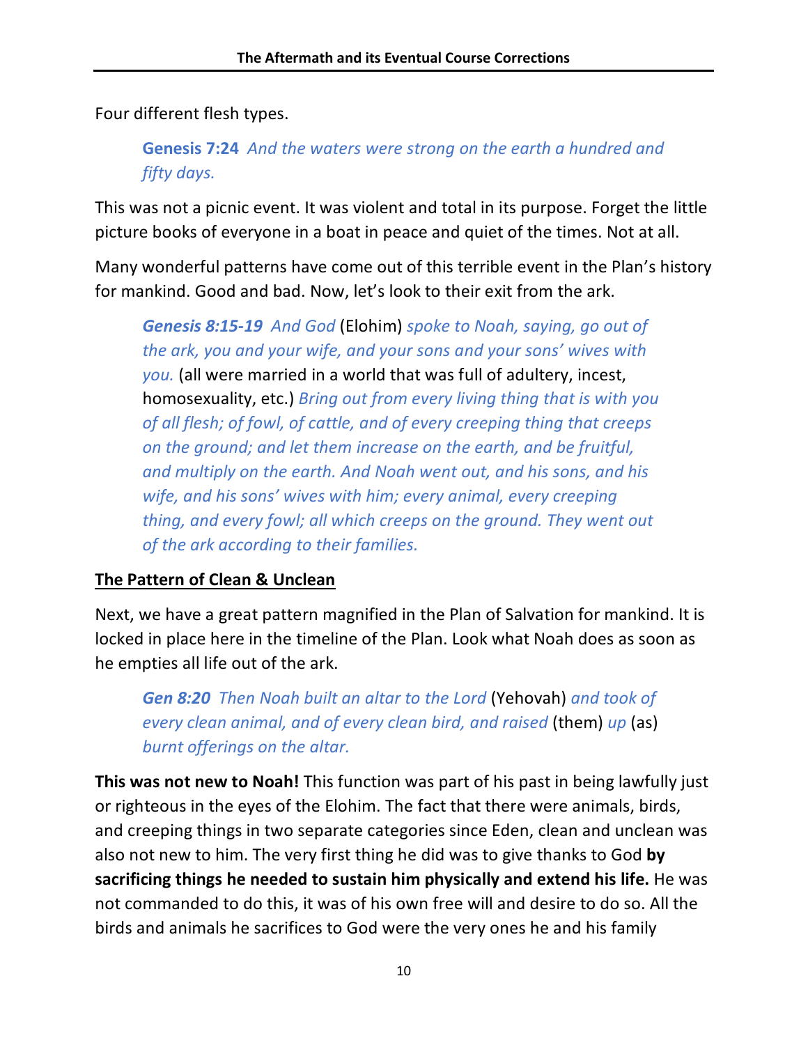Four different flesh types.

> **Genesis 7:24** *And the waters were strong on the earth a hundred and fifty days.*

This was not a picnic event. It was violent and total in its purpose. Forget the little picture books of everyone in a boat in peace and quiet of the times. Not at all.

Many wonderful patterns have come out of this terrible event in the Plan's history for mankind. Good and bad. Now, let's look to their exit from the ark.

> ***Genesis 8:15-19*** *And God* (Elohim) *spoke to Noah, saying, go out of the ark, you and your wife, and your sons and your sons' wives with you.* (all were married in a world that was full of adultery, incest, homosexuality, etc.) *Bring out from every living thing that is with you of all flesh; of fowl, of cattle, and of every creeping thing that creeps on the ground; and let them increase on the earth, and be fruitful, and multiply on the earth. And Noah went out, and his sons, and his wife, and his sons' wives with him; every animal, every creeping thing, and every fowl; all which creeps on the ground. They went out of the ark according to their families.*

**<u>The Pattern of Clean & Unclean</u>**

Next, we have a great pattern magnified in the Plan of Salvation for mankind. It is locked in place here in the timeline of the Plan. Look what Noah does as soon as he empties all life out of the ark.

> ***Gen 8:20*** *Then Noah built an altar to the Lord* (Yehovah) *and took of every clean animal, and of every clean bird, and raised* (them) *up* (as) *burnt offerings on the altar.*

**This was not new to Noah!** This function was part of his past in being lawfully just or righteous in the eyes of the Elohim. The fact that there were animals, birds, and creeping things in two separate categories since Eden, clean and unclean was also not new to him. The very first thing he did was to give thanks to God **by sacrificing things he needed to sustain him physically and extend his life.** He was not commanded to do this, it was of his own free will and desire to do so. All the birds and animals he sacrifices to God were the very ones he and his family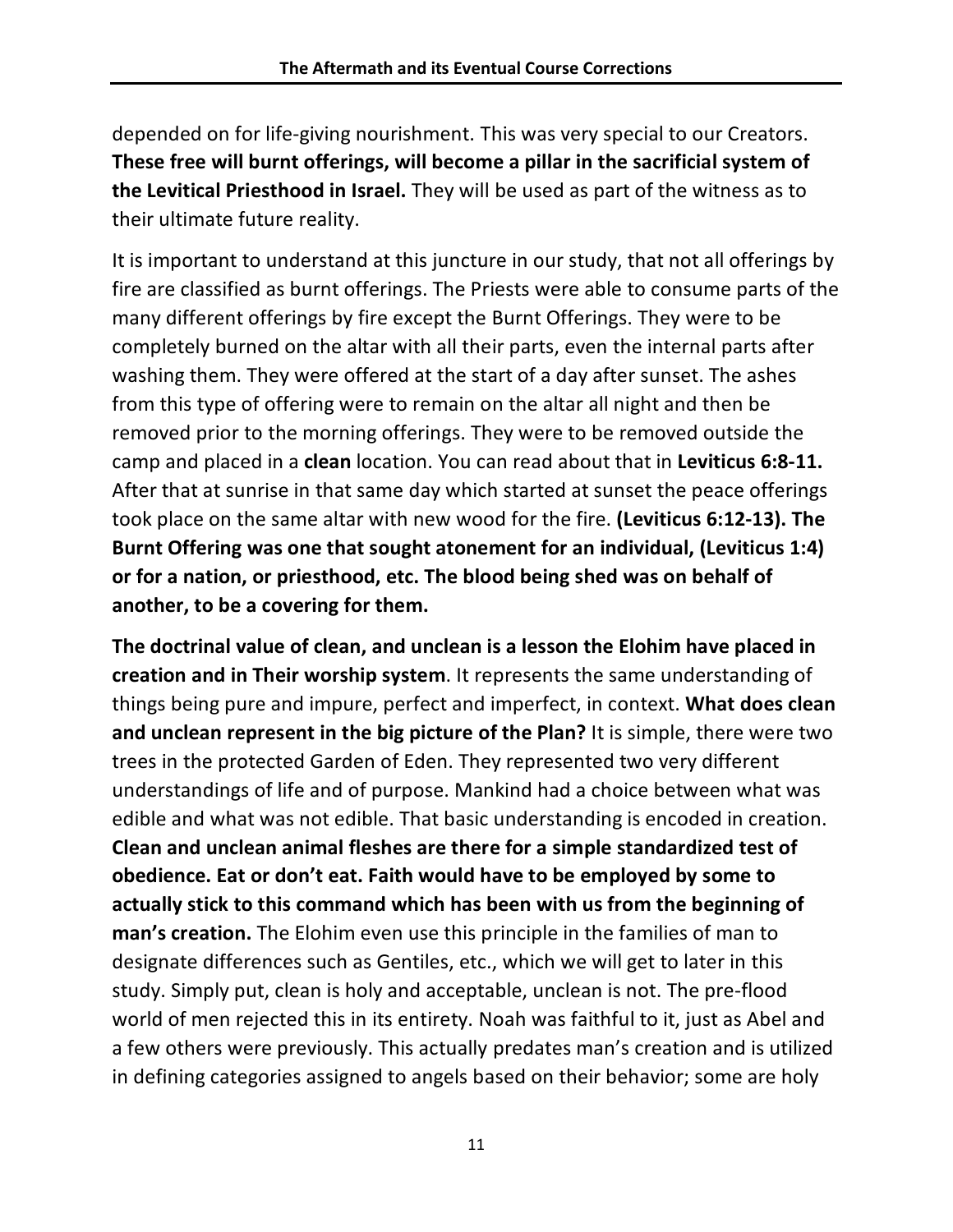depended on for life-giving nourishment. This was very special to our Creators. **These free will burnt offerings, will become a pillar in the sacrificial system of the Levitical Priesthood in Israel.** They will be used as part of the witness as to their ultimate future reality.

It is important to understand at this juncture in our study, that not all offerings by fire are classified as burnt offerings. The Priests were able to consume parts of the many different offerings by fire except the Burnt Offerings. They were to be completely burned on the altar with all their parts, even the internal parts after washing them. They were offered at the start of a day after sunset. The ashes from this type of offering were to remain on the altar all night and then be removed prior to the morning offerings. They were to be removed outside the camp and placed in a **clean** location. You can read about that in **Leviticus 6:8-11.** After that at sunrise in that same day which started at sunset the peace offerings took place on the same altar with new wood for the fire. **(Leviticus 6:12-13). The Burnt Offering was one that sought atonement for an individual, (Leviticus 1:4) or for a nation, or priesthood, etc. The blood being shed was on behalf of another, to be a covering for them.**

**The doctrinal value of clean, and unclean is a lesson the Elohim have placed in creation and in Their worship system**. It represents the same understanding of things being pure and impure, perfect and imperfect, in context. **What does clean and unclean represent in the big picture of the Plan?** It is simple, there were two trees in the protected Garden of Eden. They represented two very different understandings of life and of purpose. Mankind had a choice between what was edible and what was not edible. That basic understanding is encoded in creation. **Clean and unclean animal fleshes are there for a simple standardized test of obedience. Eat or don't eat. Faith would have to be employed by some to actually stick to this command which has been with us from the beginning of man's creation.** The Elohim even use this principle in the families of man to designate differences such as Gentiles, etc., which we will get to later in this study. Simply put, clean is holy and acceptable, unclean is not. The pre-flood world of men rejected this in its entirety. Noah was faithful to it, just as Abel and a few others were previously. This actually predates man's creation and is utilized in defining categories assigned to angels based on their behavior; some are holy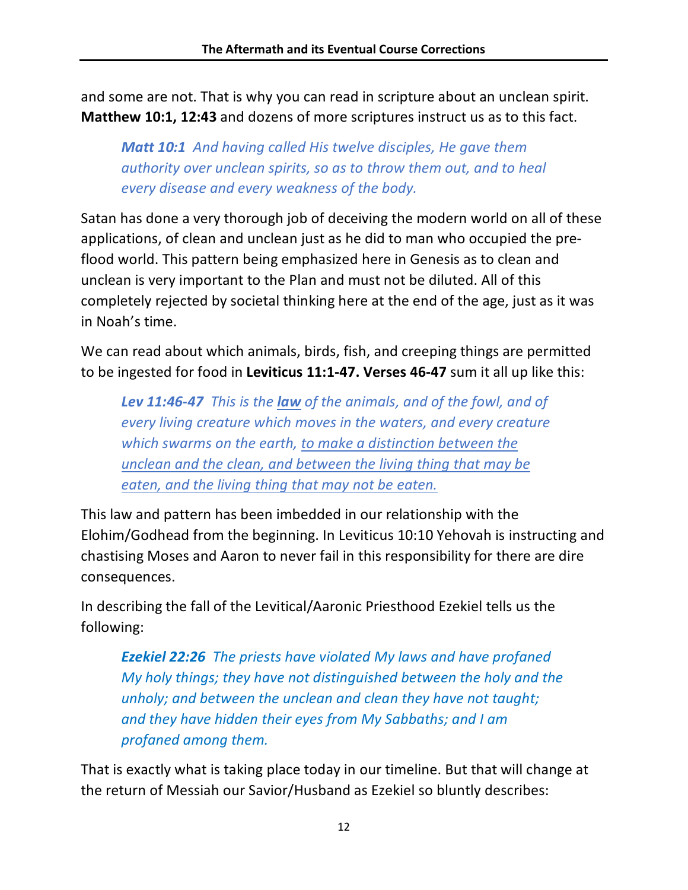and some are not. That is why you can read in scripture about an unclean spirit. **Matthew 10:1, 12:43** and dozens of more scriptures instruct us as to this fact.

> ***Matt 10:1*** *And having called His twelve disciples, He gave them authority over unclean spirits, so as to throw them out, and to heal every disease and every weakness of the body.*

Satan has done a very thorough job of deceiving the modern world on all of these applications, of clean and unclean just as he did to man who occupied the pre-flood world. This pattern being emphasized here in Genesis as to clean and unclean is very important to the Plan and must not be diluted. All of this completely rejected by societal thinking here at the end of the age, just as it was in Noah's time.

We can read about which animals, birds, fish, and creeping things are permitted to be ingested for food in **Leviticus 11:1-47. Verses 46-47** sum it all up like this:

> ***Lev 11:46-47*** *This is the **<u>law</u>** of the animals, and of the fowl, and of every living creature which moves in the waters, and every creature which swarms on the earth, <u>to make a distinction between the unclean and the clean, and between the living thing that may be eaten, and the living thing that may not be eaten.</u>*

This law and pattern has been imbedded in our relationship with the Elohim/Godhead from the beginning. In Leviticus 10:10 Yehovah is instructing and chastising Moses and Aaron to never fail in this responsibility for there are dire consequences.

In describing the fall of the Levitical/Aaronic Priesthood Ezekiel tells us the following:

> ***Ezekiel 22:26*** *The priests have violated My laws and have profaned My holy things; they have not distinguished between the holy and the unholy; and between the unclean and clean they have not taught; and they have hidden their eyes from My Sabbaths; and I am profaned among them.*

That is exactly what is taking place today in our timeline. But that will change at the return of Messiah our Savior/Husband as Ezekiel so bluntly describes: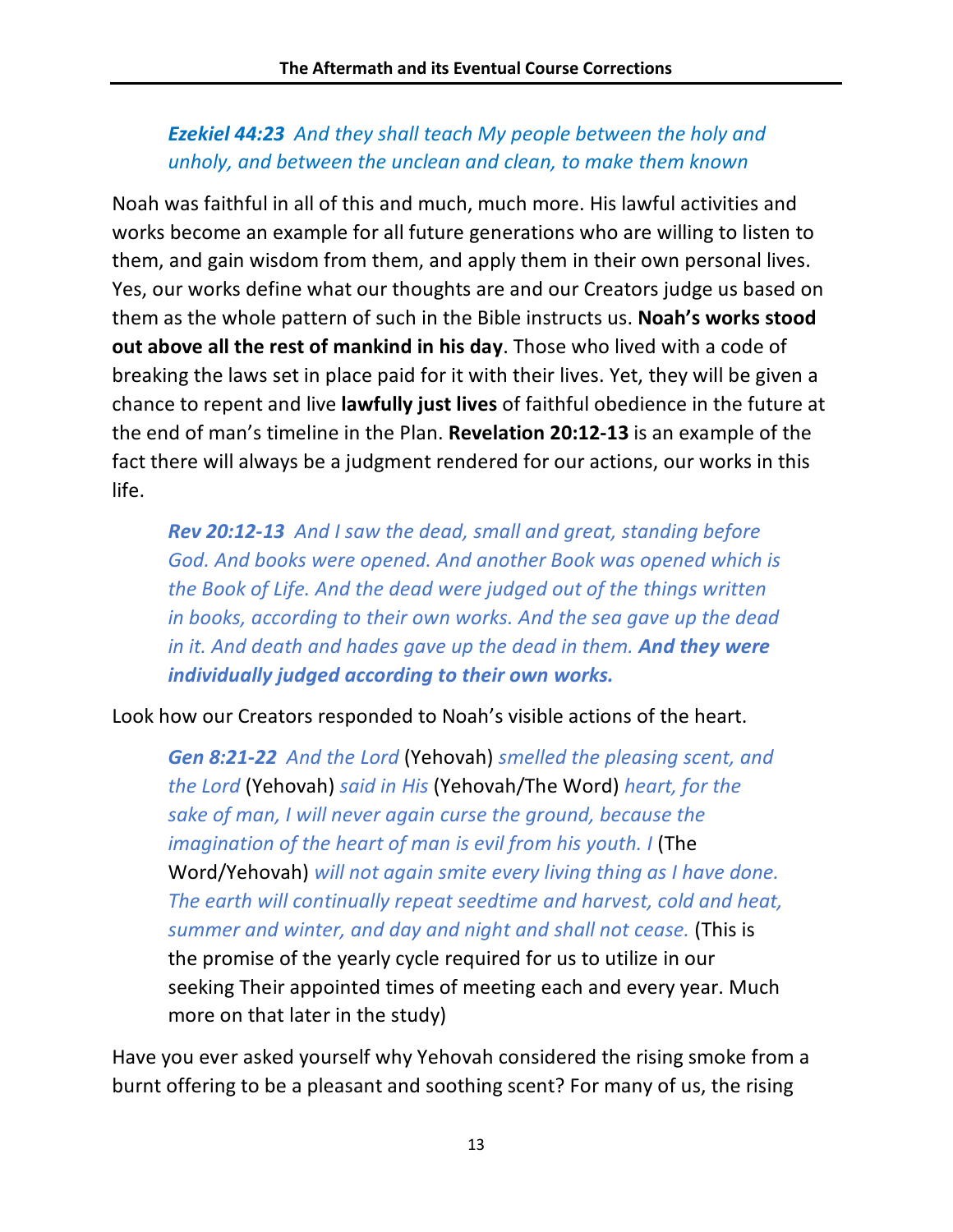> ***Ezekiel 44:23*** *And they shall teach My people between the holy and unholy, and between the unclean and clean, to make them known*

Noah was faithful in all of this and much, much more. His lawful activities and works become an example for all future generations who are willing to listen to them, and gain wisdom from them, and apply them in their own personal lives. Yes, our works define what our thoughts are and our Creators judge us based on them as the whole pattern of such in the Bible instructs us. **Noah's works stood out above all the rest of mankind in his day**. Those who lived with a code of breaking the laws set in place paid for it with their lives. Yet, they will be given a chance to repent and live **lawfully just lives** of faithful obedience in the future at the end of man's timeline in the Plan. **Revelation 20:12-13** is an example of the fact there will always be a judgment rendered for our actions, our works in this life.

> ***Rev 20:12-13*** *And I saw the dead, small and great, standing before God. And books were opened. And another Book was opened which is the Book of Life. And the dead were judged out of the things written in books, according to their own works. And the sea gave up the dead in it. And death and hades gave up the dead in them.* ***And they were individually judged according to their own works.***

Look how our Creators responded to Noah's visible actions of the heart.

> ***Gen 8:21-22*** *And the Lord* (Yehovah) *smelled the pleasing scent, and the Lord* (Yehovah) *said in His* (Yehovah/The Word) *heart, for the sake of man, I will never again curse the ground, because the imagination of the heart of man is evil from his youth. I* (The Word/Yehovah) *will not again smite every living thing as I have done. The earth will continually repeat seedtime and harvest, cold and heat, summer and winter, and day and night and shall not cease.* (This is the promise of the yearly cycle required for us to utilize in our seeking Their appointed times of meeting each and every year. Much more on that later in the study)

Have you ever asked yourself why Yehovah considered the rising smoke from a burnt offering to be a pleasant and soothing scent? For many of us, the rising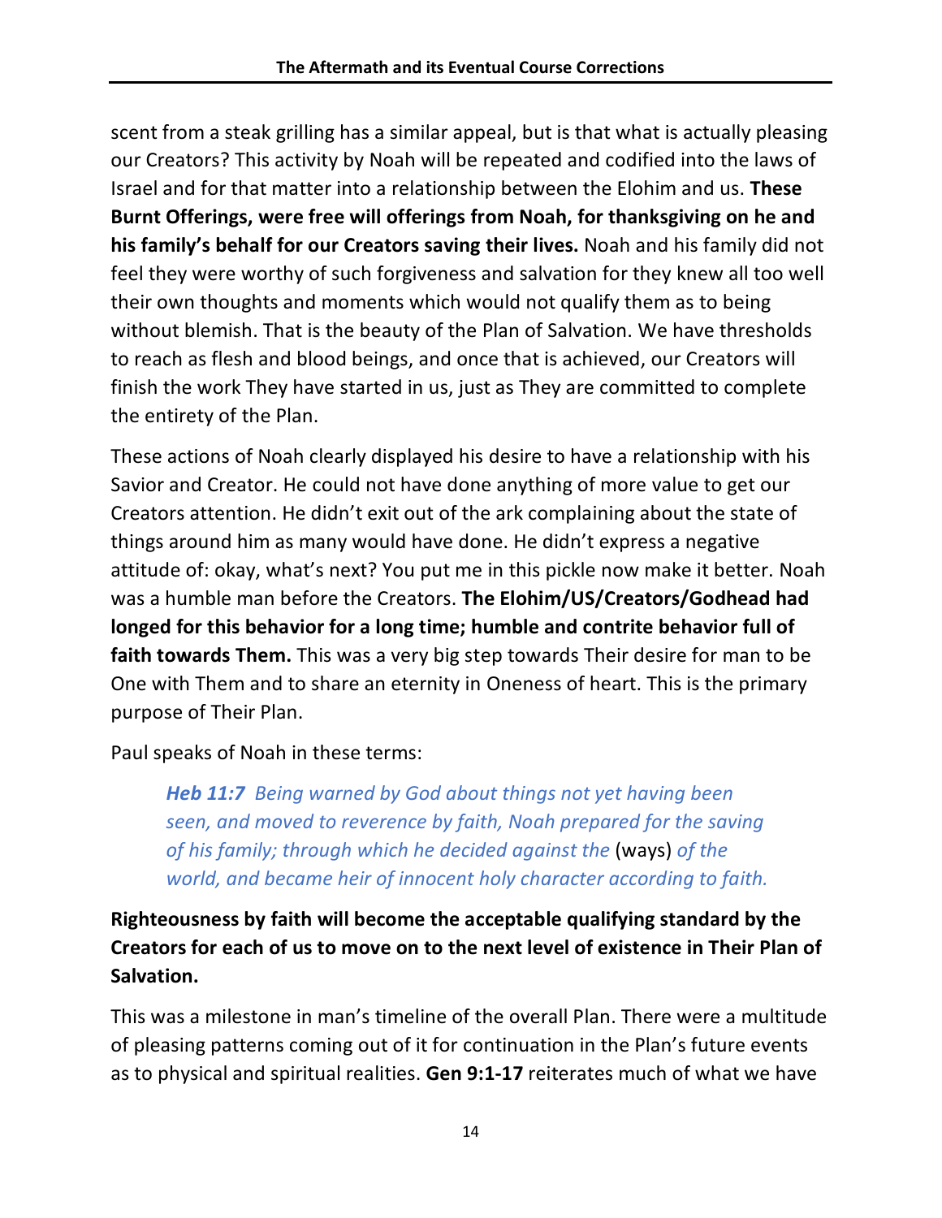scent from a steak grilling has a similar appeal, but is that what is actually pleasing our Creators? This activity by Noah will be repeated and codified into the laws of Israel and for that matter into a relationship between the Elohim and us. **These Burnt Offerings, were free will offerings from Noah, for thanksgiving on he and his family's behalf for our Creators saving their lives.** Noah and his family did not feel they were worthy of such forgiveness and salvation for they knew all too well their own thoughts and moments which would not qualify them as to being without blemish. That is the beauty of the Plan of Salvation. We have thresholds to reach as flesh and blood beings, and once that is achieved, our Creators will finish the work They have started in us, just as They are committed to complete the entirety of the Plan.

These actions of Noah clearly displayed his desire to have a relationship with his Savior and Creator. He could not have done anything of more value to get our Creators attention. He didn't exit out of the ark complaining about the state of things around him as many would have done. He didn't express a negative attitude of: okay, what's next? You put me in this pickle now make it better. Noah was a humble man before the Creators. **The Elohim/US/Creators/Godhead had longed for this behavior for a long time; humble and contrite behavior full of faith towards Them.** This was a very big step towards Their desire for man to be One with Them and to share an eternity in Oneness of heart. This is the primary purpose of Their Plan.

Paul speaks of Noah in these terms:

> ***Heb 11:7*** *Being warned by God about things not yet having been seen, and moved to reverence by faith, Noah prepared for the saving of his family; through which he decided against the* (ways) *of the world, and became heir of innocent holy character according to faith.*

**Righteousness by faith will become the acceptable qualifying standard by the Creators for each of us to move on to the next level of existence in Their Plan of Salvation.**

This was a milestone in man's timeline of the overall Plan. There were a multitude of pleasing patterns coming out of it for continuation in the Plan's future events as to physical and spiritual realities. **Gen 9:1-17** reiterates much of what we have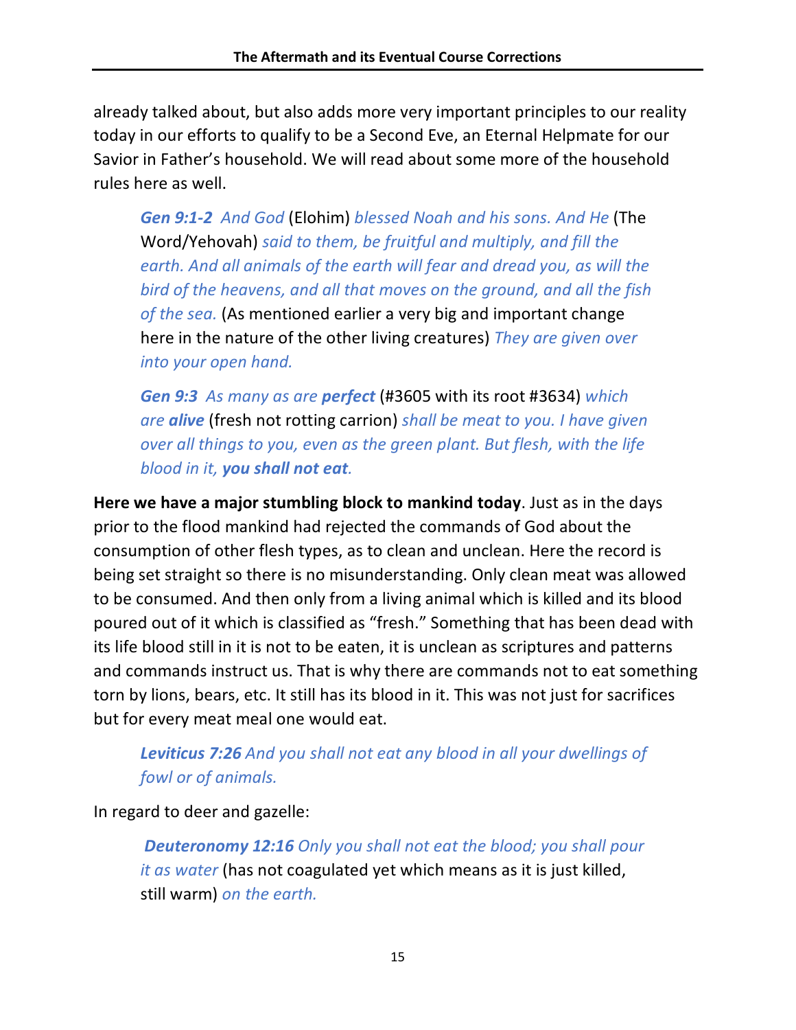already talked about, but also adds more very important principles to our reality today in our efforts to qualify to be a Second Eve, an Eternal Helpmate for our Savior in Father's household. We will read about some more of the household rules here as well.

> ***Gen 9:1-2*** *And God* (Elohim) *blessed Noah and his sons. And He* (The Word/Yehovah) *said to them, be fruitful and multiply, and fill the earth. And all animals of the earth will fear and dread you, as will the bird of the heavens, and all that moves on the ground, and all the fish of the sea.* (As mentioned earlier a very big and important change here in the nature of the other living creatures) *They are given over into your open hand.*
>
> ***Gen 9:3*** *As many as are **perfect*** (#3605 with its root #3634) *which are **alive*** (fresh not rotting carrion) *shall be meat to you. I have given over all things to you, even as the green plant. But flesh, with the life blood in it, **you shall not eat**.*

**Here we have a major stumbling block to mankind today**. Just as in the days prior to the flood mankind had rejected the commands of God about the consumption of other flesh types, as to clean and unclean. Here the record is being set straight so there is no misunderstanding. Only clean meat was allowed to be consumed. And then only from a living animal which is killed and its blood poured out of it which is classified as "fresh." Something that has been dead with its life blood still in it is not to be eaten, it is unclean as scriptures and patterns and commands instruct us. That is why there are commands not to eat something torn by lions, bears, etc. It still has its blood in it. This was not just for sacrifices but for every meat meal one would eat.

> ***Leviticus 7:26*** *And you shall not eat any blood in all your dwellings of fowl or of animals.*

In regard to deer and gazelle:

> ***Deuteronomy 12:16*** *Only you shall not eat the blood; you shall pour it as water* (has not coagulated yet which means as it is just killed, still warm) *on the earth.*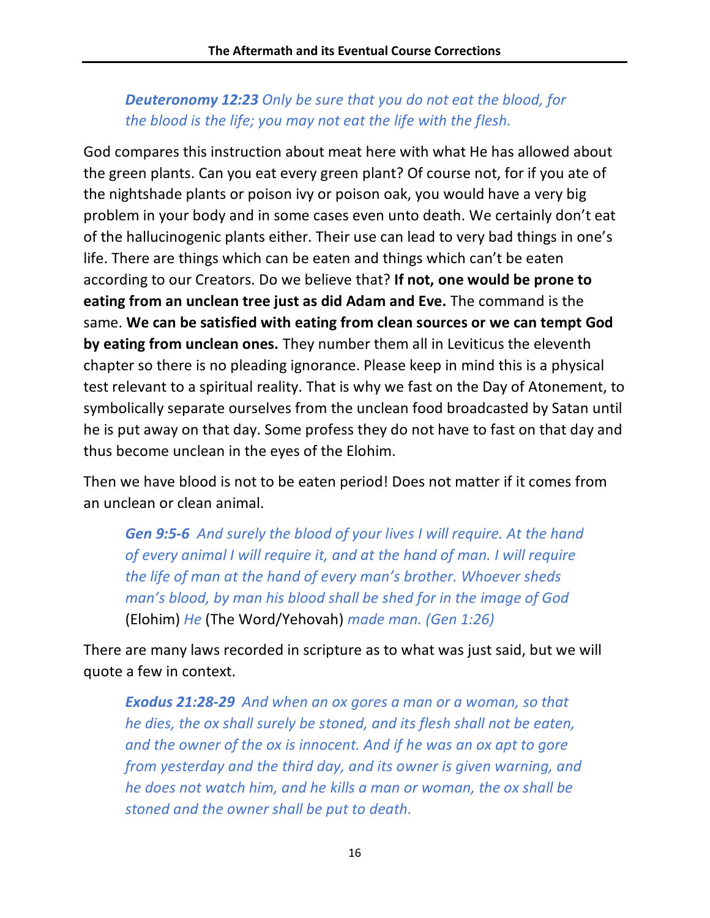> ***Deuteronomy 12:23*** *Only be sure that you do not eat the blood, for the blood is the life; you may not eat the life with the flesh.*

God compares this instruction about meat here with what He has allowed about the green plants. Can you eat every green plant? Of course not, for if you ate of the nightshade plants or poison ivy or poison oak, you would have a very big problem in your body and in some cases even unto death. We certainly don't eat of the hallucinogenic plants either. Their use can lead to very bad things in one's life. There are things which can be eaten and things which can't be eaten according to our Creators. Do we believe that? **If not, one would be prone to eating from an unclean tree just as did Adam and Eve.** The command is the same. **We can be satisfied with eating from clean sources or we can tempt God by eating from unclean ones.** They number them all in Leviticus the eleventh chapter so there is no pleading ignorance. Please keep in mind this is a physical test relevant to a spiritual reality. That is why we fast on the Day of Atonement, to symbolically separate ourselves from the unclean food broadcasted by Satan until he is put away on that day. Some profess they do not have to fast on that day and thus become unclean in the eyes of the Elohim.

Then we have blood is not to be eaten period! Does not matter if it comes from an unclean or clean animal.

> ***Gen 9:5-6*** *And surely the blood of your lives I will require. At the hand of every animal I will require it, and at the hand of man. I will require the life of man at the hand of every man's brother. Whoever sheds man's blood, by man his blood shall be shed for in the image of God* (Elohim) *He* (The Word/Yehovah) *made man. (Gen 1:26)*

There are many laws recorded in scripture as to what was just said, but we will quote a few in context.

> ***Exodus 21:28-29*** *And when an ox gores a man or a woman, so that he dies, the ox shall surely be stoned, and its flesh shall not be eaten, and the owner of the ox is innocent. And if he was an ox apt to gore from yesterday and the third day, and its owner is given warning, and he does not watch him, and he kills a man or woman, the ox shall be stoned and the owner shall be put to death.*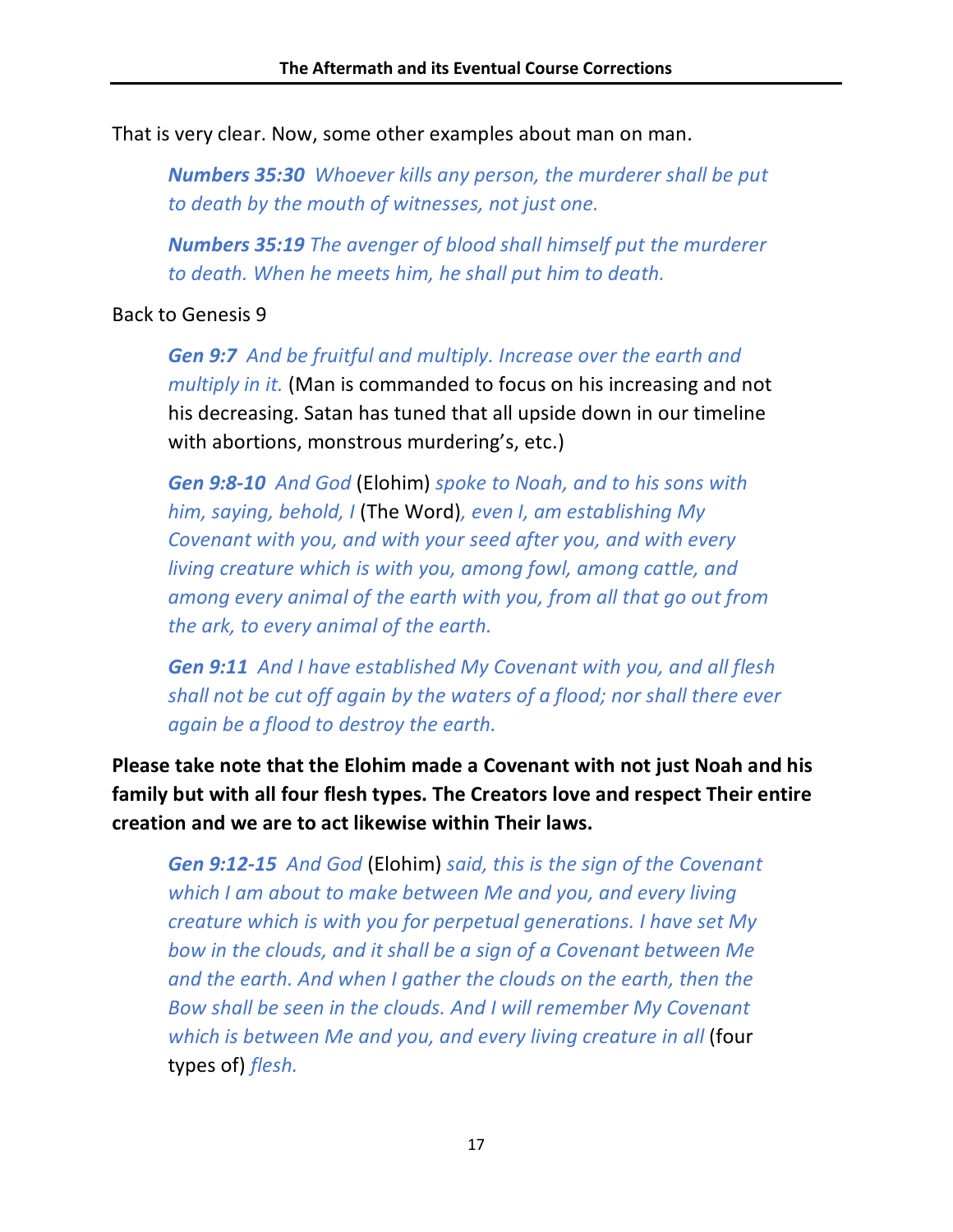That is very clear. Now, some other examples about man on man.

> ***Numbers 35:30*** *Whoever kills any person, the murderer shall be put to death by the mouth of witnesses, not just one.*
>
> ***Numbers 35:19*** *The avenger of blood shall himself put the murderer to death. When he meets him, he shall put him to death.*

Back to Genesis 9

> ***Gen 9:7*** *And be fruitful and multiply. Increase over the earth and multiply in it.* (Man is commanded to focus on his increasing and not his decreasing. Satan has tuned that all upside down in our timeline with abortions, monstrous murdering's, etc.)
>
> ***Gen 9:8-10*** *And God* (Elohim) *spoke to Noah, and to his sons with him, saying, behold, I* (The Word)*, even I, am establishing My Covenant with you, and with your seed after you, and with every living creature which is with you, among fowl, among cattle, and among every animal of the earth with you, from all that go out from the ark, to every animal of the earth.*
>
> ***Gen 9:11*** *And I have established My Covenant with you, and all flesh shall not be cut off again by the waters of a flood; nor shall there ever again be a flood to destroy the earth.*

**Please take note that the Elohim made a Covenant with not just Noah and his family but with all four flesh types. The Creators love and respect Their entire creation and we are to act likewise within Their laws.**

> ***Gen 9:12-15*** *And God* (Elohim) *said, this is the sign of the Covenant which I am about to make between Me and you, and every living creature which is with you for perpetual generations. I have set My bow in the clouds, and it shall be a sign of a Covenant between Me and the earth. And when I gather the clouds on the earth, then the Bow shall be seen in the clouds. And I will remember My Covenant which is between Me and you, and every living creature in all* (four types of) *flesh.*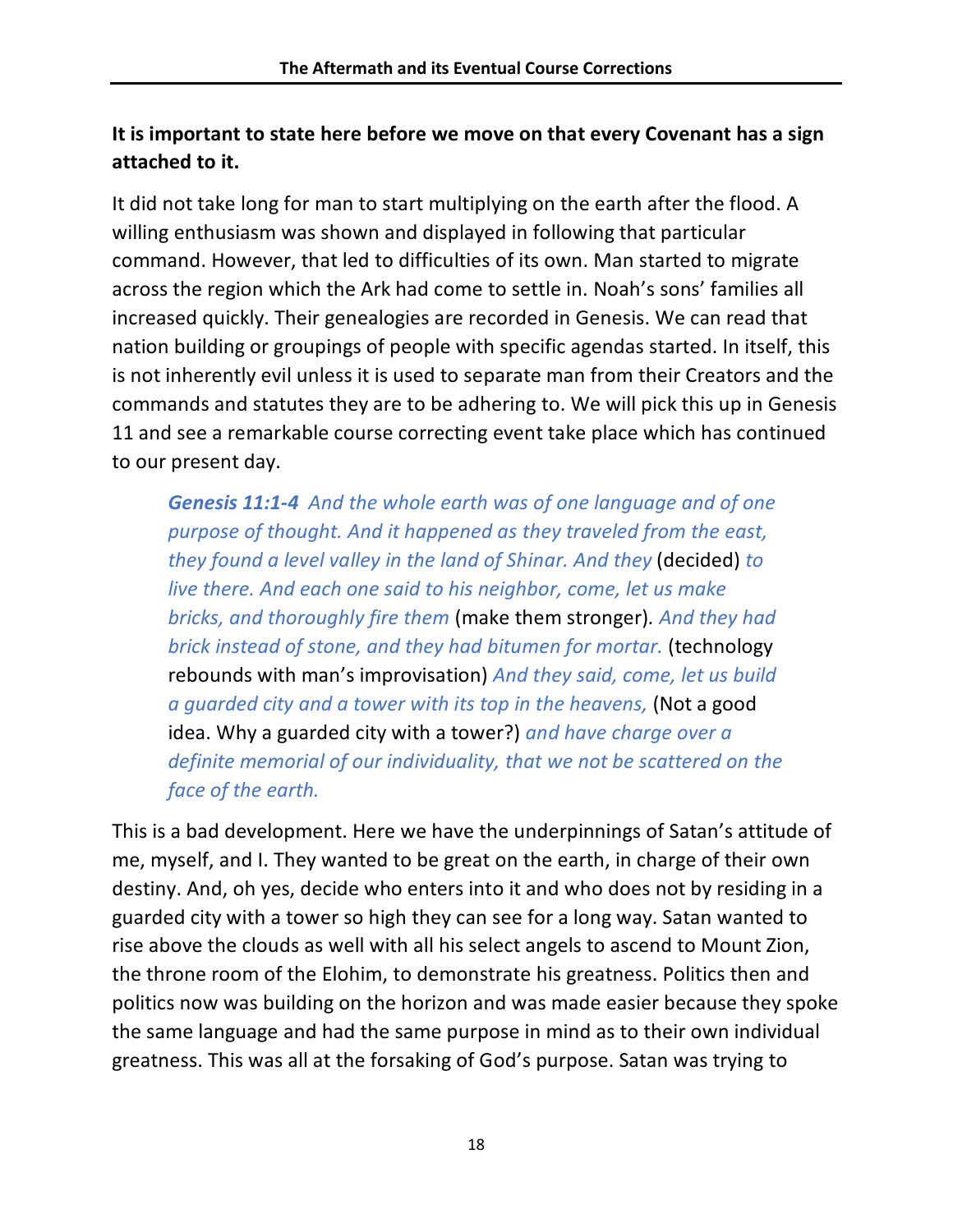**It is important to state here before we move on that every Covenant has a sign attached to it.**

It did not take long for man to start multiplying on the earth after the flood. A willing enthusiasm was shown and displayed in following that particular command. However, that led to difficulties of its own. Man started to migrate across the region which the Ark had come to settle in. Noah's sons' families all increased quickly. Their genealogies are recorded in Genesis. We can read that nation building or groupings of people with specific agendas started. In itself, this is not inherently evil unless it is used to separate man from their Creators and the commands and statutes they are to be adhering to. We will pick this up in Genesis 11 and see a remarkable course correcting event take place which has continued to our present day.

> ***Genesis 11:1-4*** *And the whole earth was of one language and of one purpose of thought. And it happened as they traveled from the east, they found a level valley in the land of Shinar. And they* (decided) *to live there. And each one said to his neighbor, come, let us make bricks, and thoroughly fire them* (make them stronger)*. And they had brick instead of stone, and they had bitumen for mortar.* (technology rebounds with man's improvisation) *And they said, come, let us build a guarded city and a tower with its top in the heavens,* (Not a good idea. Why a guarded city with a tower?) *and have charge over a definite memorial of our individuality, that we not be scattered on the face of the earth.*

This is a bad development. Here we have the underpinnings of Satan's attitude of me, myself, and I. They wanted to be great on the earth, in charge of their own destiny. And, oh yes, decide who enters into it and who does not by residing in a guarded city with a tower so high they can see for a long way. Satan wanted to rise above the clouds as well with all his select angels to ascend to Mount Zion, the throne room of the Elohim, to demonstrate his greatness. Politics then and politics now was building on the horizon and was made easier because they spoke the same language and had the same purpose in mind as to their own individual greatness. This was all at the forsaking of God's purpose. Satan was trying to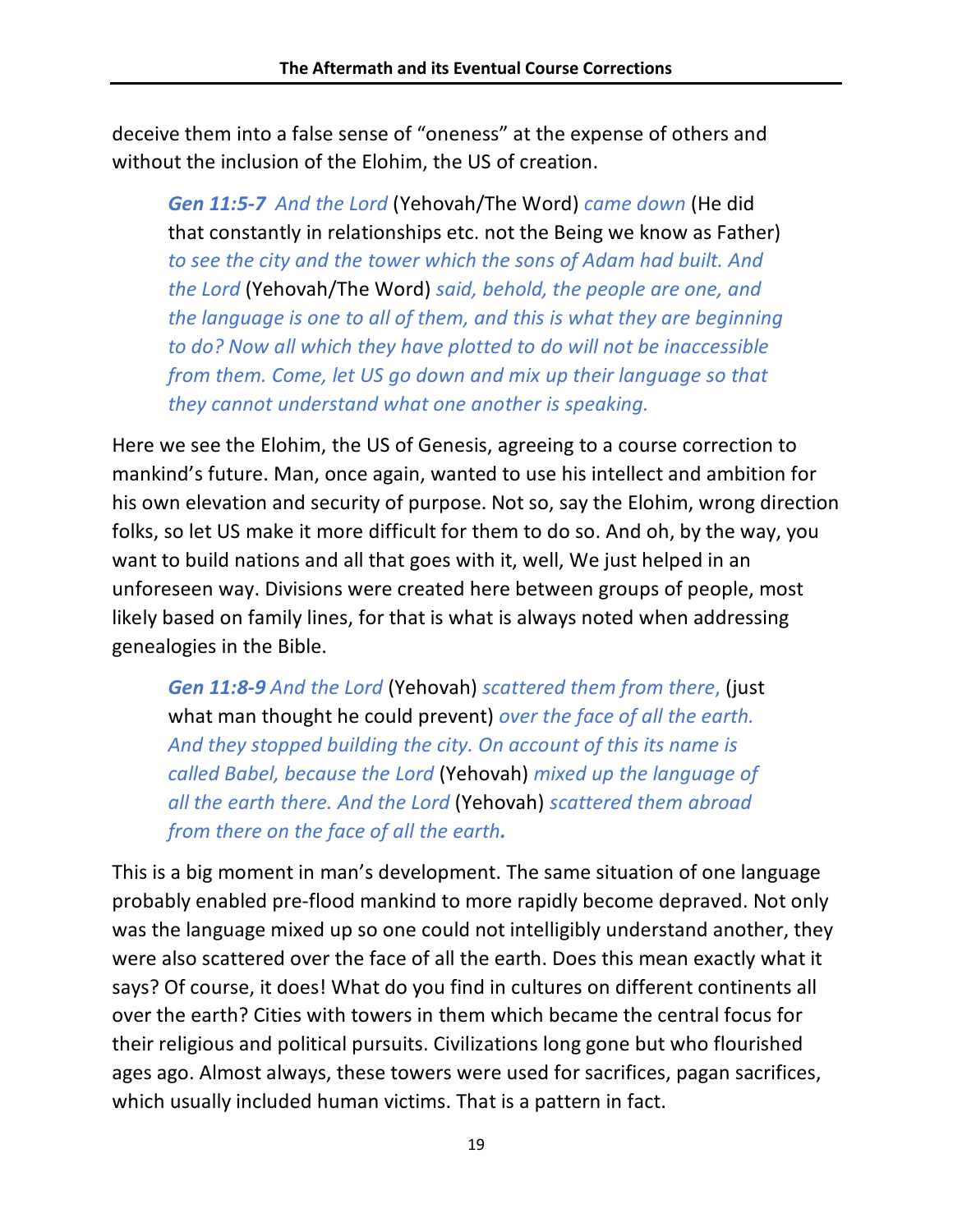deceive them into a false sense of "oneness" at the expense of others and without the inclusion of the Elohim, the US of creation.

> ***Gen 11:5-7*** *And the Lord* (Yehovah/The Word) *came down* (He did that constantly in relationships etc. not the Being we know as Father) *to see the city and the tower which the sons of Adam had built. And the Lord* (Yehovah/The Word) *said, behold, the people are one, and the language is one to all of them, and this is what they are beginning to do? Now all which they have plotted to do will not be inaccessible from them. Come, let US go down and mix up their language so that they cannot understand what one another is speaking.*

Here we see the Elohim, the US of Genesis, agreeing to a course correction to mankind's future. Man, once again, wanted to use his intellect and ambition for his own elevation and security of purpose. Not so, say the Elohim, wrong direction folks, so let US make it more difficult for them to do so. And oh, by the way, you want to build nations and all that goes with it, well, We just helped in an unforeseen way. Divisions were created here between groups of people, most likely based on family lines, for that is what is always noted when addressing genealogies in the Bible.

> ***Gen 11:8-9*** *And the Lord* (Yehovah) *scattered them from there,* (just what man thought he could prevent) *over the face of all the earth. And they stopped building the city. On account of this its name is called Babel, because the Lord* (Yehovah) *mixed up the language of all the earth there. And the Lord* (Yehovah) *scattered them abroad from there on the face of all the earth.*

This is a big moment in man's development. The same situation of one language probably enabled pre-flood mankind to more rapidly become depraved. Not only was the language mixed up so one could not intelligibly understand another, they were also scattered over the face of all the earth. Does this mean exactly what it says? Of course, it does! What do you find in cultures on different continents all over the earth? Cities with towers in them which became the central focus for their religious and political pursuits. Civilizations long gone but who flourished ages ago. Almost always, these towers were used for sacrifices, pagan sacrifices, which usually included human victims. That is a pattern in fact.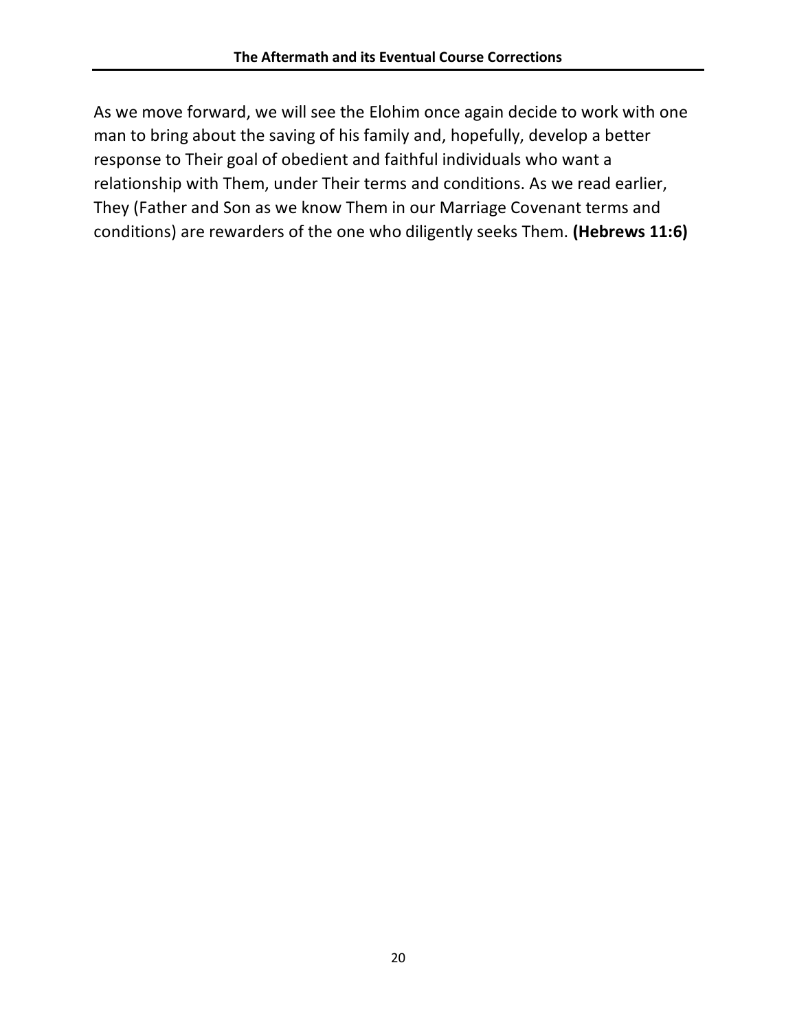As we move forward, we will see the Elohim once again decide to work with one man to bring about the saving of his family and, hopefully, develop a better response to Their goal of obedient and faithful individuals who want a relationship with Them, under Their terms and conditions. As we read earlier, They (Father and Son as we know Them in our Marriage Covenant terms and conditions) are rewarders of the one who diligently seeks Them. **(Hebrews 11:6)**